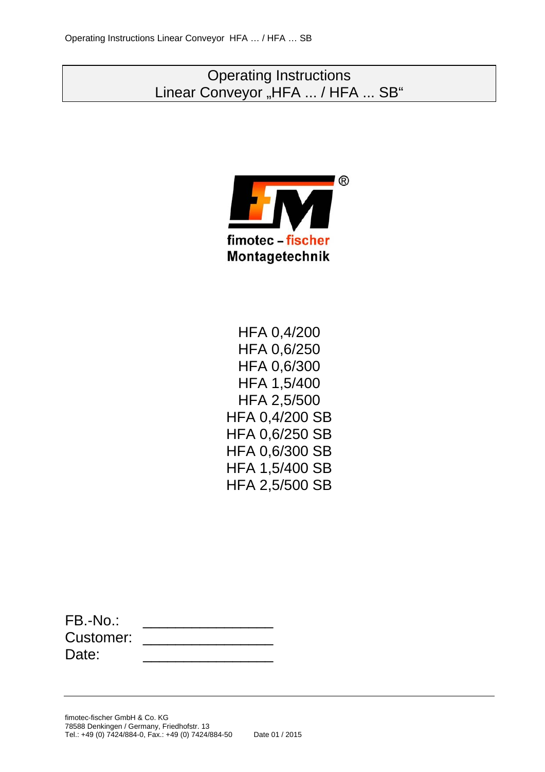# Operating Instructions
# Linear Conveyor „HFA ... / HFA ... SB“

fimotec – fischer
Montagetechnik

HFA 0,4/200
HFA 0,6/250
HFA 0,6/300
HFA 1,5/400
HFA 2,5/500
HFA 0,4/200 SB
HFA 0,6/250 SB
HFA 0,6/300 SB
HFA 1,5/400 SB
HFA 2,5/500 SB

FB.-No.: _______________
Customer: _______________
Date: _______________

fimotec-fischer GmbH & Co. KG
78588 Denkingen / Germany, Friedhofstr. 13
Tel.: +49 (0) 7424/884-0, Fax.: +49 (0) 7424/884-50

Date 01 / 2015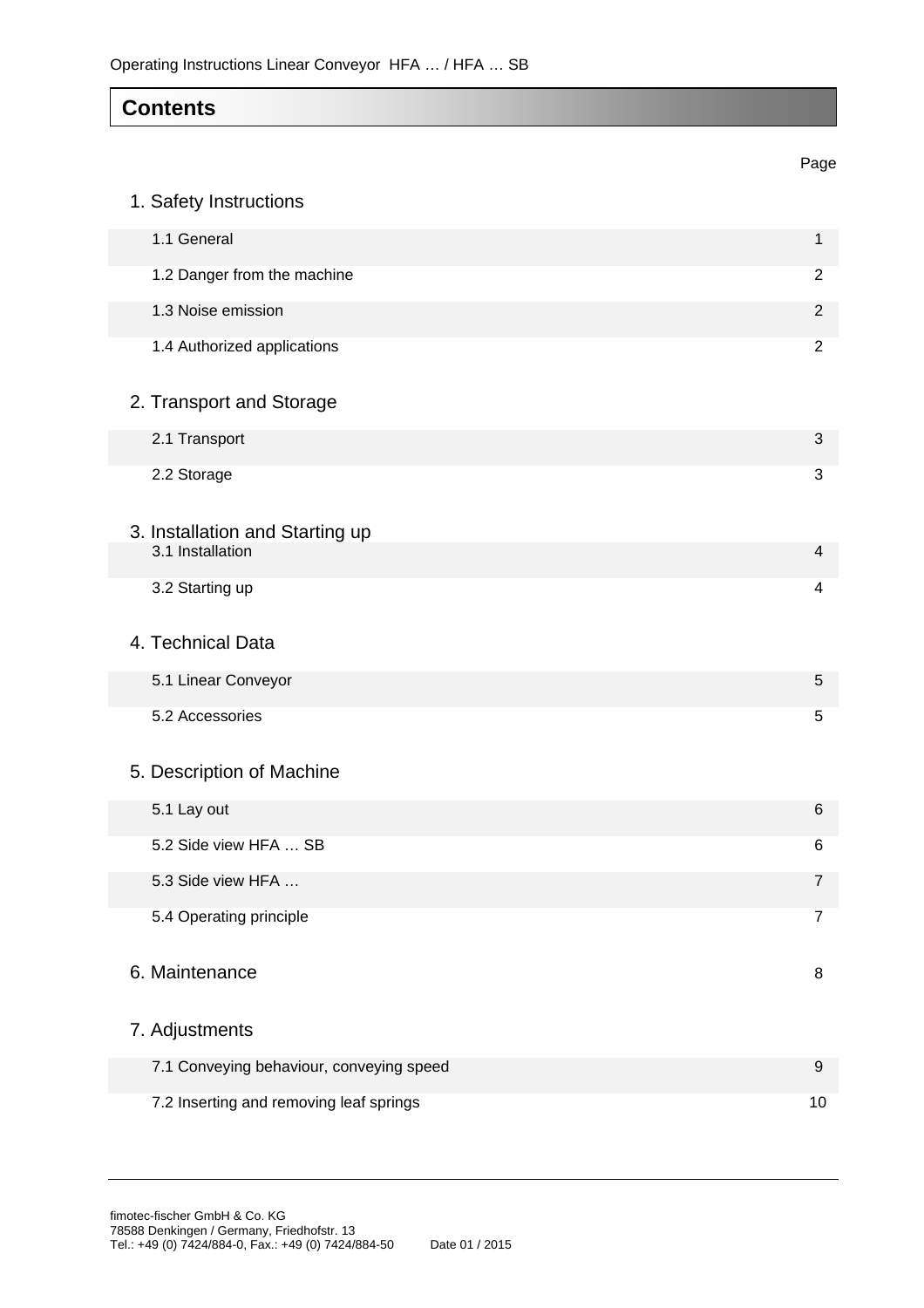# Contents

| | Page |
|---|---|
| **1. Safety Instructions** | |
| 1.1 General | 1 |
| 1.2 Danger from the machine | 2 |
| 1.3 Noise emission | 2 |
| 1.4 Authorized applications | 2 |
| **2. Transport and Storage** | |
| 2.1 Transport | 3 |
| 2.2 Storage | 3 |
| **3. Installation and Starting up** | |
| 3.1 Installation | 4 |
| 3.2 Starting up | 4 |
| **4. Technical Data** | |
| 5.1 Linear Conveyor | 5 |
| 5.2 Accessories | 5 |
| **5. Description of Machine** | |
| 5.1 Lay out | 6 |
| 5.2 Side view HFA … SB | 6 |
| 5.3 Side view HFA … | 7 |
| 5.4 Operating principle | 7 |
| **6. Maintenance** | 8 |
| **7. Adjustments** | |
| 7.1 Conveying behaviour, conveying speed | 9 |
| 7.2 Inserting and removing leaf springs | 10 |

fimotec-fischer GmbH & Co. KG
78588 Denkingen / Germany, Friedhofstr. 13
Tel.: +49 (0) 7424/884-0, Fax.: +49 (0) 7424/884-50 Date 01 / 2015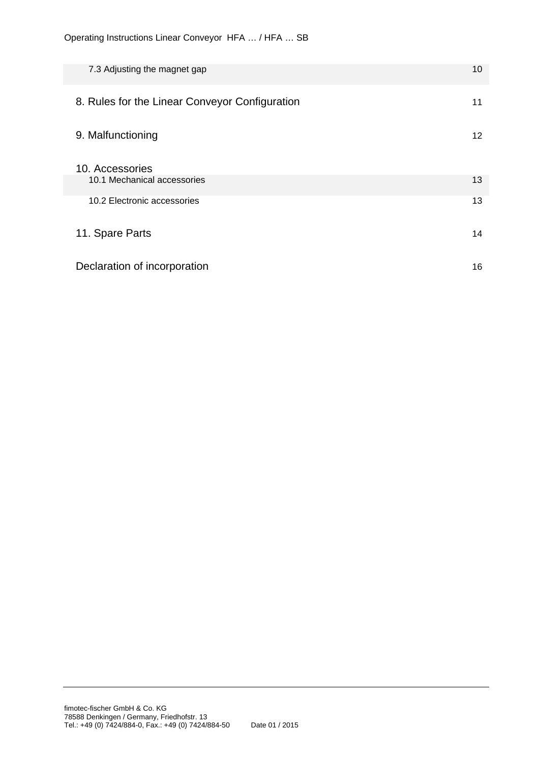| | |
|---|---|
| 7.3 Adjusting the magnet gap | 10 |
| 8. Rules for the Linear Conveyor Configuration | 11 |
| 9. Malfunctioning | 12 |
| 10. Accessories | |
| 10.1 Mechanical accessories | 13 |
| 10.2 Electronic accessories | 13 |
| 11. Spare Parts | 14 |
| Declaration of incorporation | 16 |

fimotec-fischer GmbH & Co. KG
78588 Denkingen / Germany, Friedhofstr. 13
Tel.: +49 (0) 7424/884-0, Fax.: +49 (0) 7424/884-50 Date 01 / 2015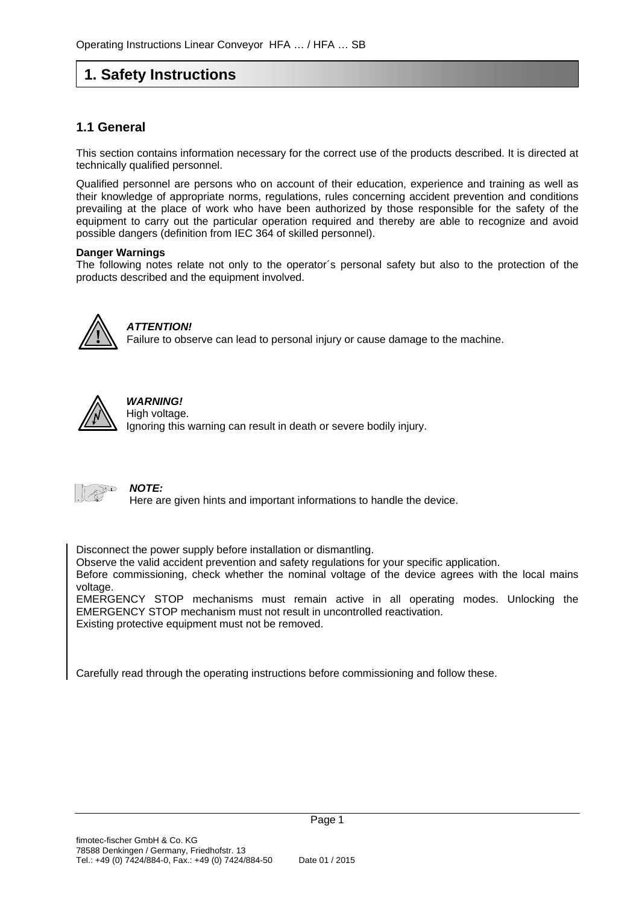# 1. Safety Instructions

## 1.1 General

This section contains information necessary for the correct use of the products described. It is directed at technically qualified personnel.

Qualified personnel are persons who on account of their education, experience and training as well as their knowledge of appropriate norms, regulations, rules concerning accident prevention and conditions prevailing at the place of work who have been authorized by those responsible for the safety of the equipment to carry out the particular operation required and thereby are able to recognize and avoid possible dangers (definition from IEC 364 of skilled personnel).

**Danger Warnings**
The following notes relate not only to the operator´s personal safety but also to the protection of the products described and the equipment involved.

***ATTENTION!***
Failure to observe can lead to personal injury or cause damage to the machine.

***WARNING!***
High voltage.
Ignoring this warning can result in death or severe bodily injury.

***NOTE:***
Here are given hints and important informations to handle the device.

Disconnect the power supply before installation or dismantling.
Observe the valid accident prevention and safety regulations for your specific application.
Before commissioning, check whether the nominal voltage of the device agrees with the local mains voltage.
EMERGENCY STOP mechanisms must remain active in all operating modes. Unlocking the EMERGENCY STOP mechanism must not result in uncontrolled reactivation.
Existing protective equipment must not be removed.

Carefully read through the operating instructions before commissioning and follow these.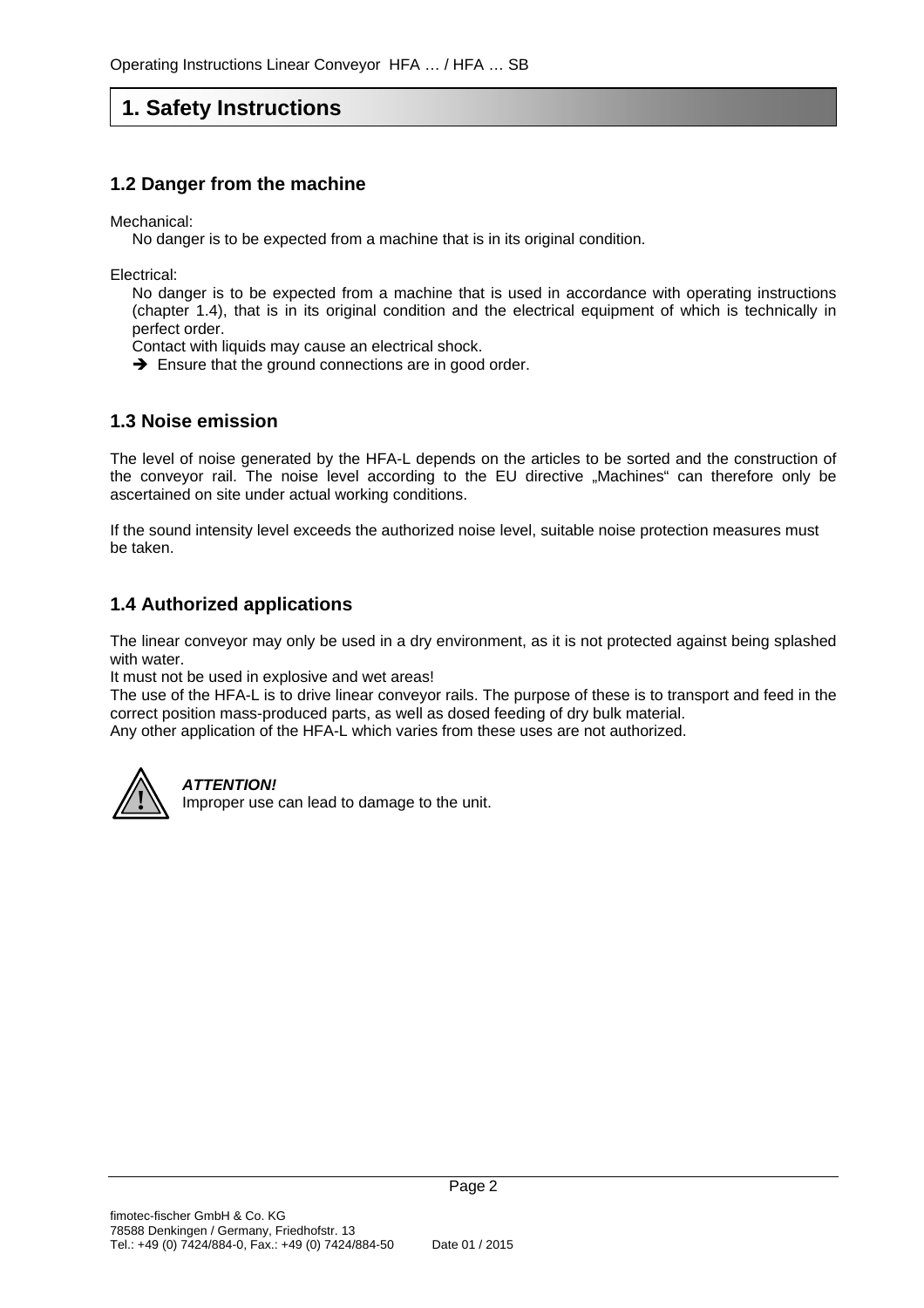# 1. Safety Instructions

## 1.2 Danger from the machine

Mechanical:

No danger is to be expected from a machine that is in its original condition.

Electrical:

No danger is to be expected from a machine that is used in accordance with operating instructions (chapter 1.4), that is in its original condition and the electrical equipment of which is technically in perfect order.

Contact with liquids may cause an electrical shock.

➔ Ensure that the ground connections are in good order.

## 1.3 Noise emission

The level of noise generated by the HFA-L depends on the articles to be sorted and the construction of the conveyor rail. The noise level according to the EU directive „Machines" can therefore only be ascertained on site under actual working conditions.

If the sound intensity level exceeds the authorized noise level, suitable noise protection measures must be taken.

## 1.4 Authorized applications

The linear conveyor may only be used in a dry environment, as it is not protected against being splashed with water.

It must not be used in explosive and wet areas!

The use of the HFA-L is to drive linear conveyor rails. The purpose of these is to transport and feed in the correct position mass-produced parts, as well as dosed feeding of dry bulk material.

Any other application of the HFA-L which varies from these uses are not authorized.

***ATTENTION!***

Improper use can lead to damage to the unit.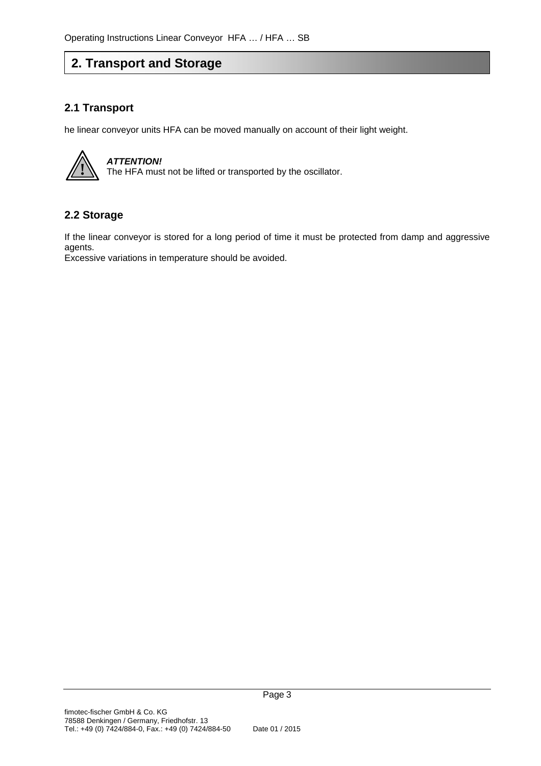## 2. Transport and Storage

### 2.1 Transport

he linear conveyor units HFA can be moved manually on account of their light weight.

***ATTENTION!***
The HFA must not be lifted or transported by the oscillator.

### 2.2 Storage

If the linear conveyor is stored for a long period of time it must be protected from damp and aggressive agents.
Excessive variations in temperature should be avoided.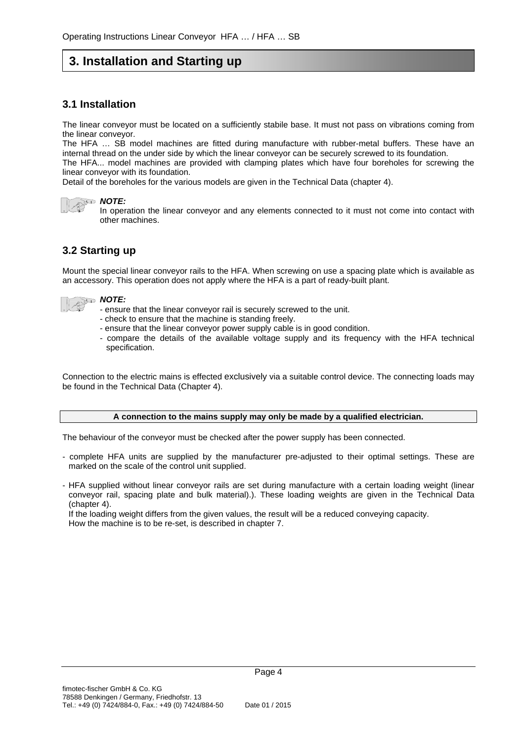# 3. Installation and Starting up

## 3.1 Installation

The linear conveyor must be located on a sufficiently stabile base. It must not pass on vibrations coming from the linear conveyor.

The HFA … SB model machines are fitted during manufacture with rubber-metal buffers. These have an internal thread on the under side by which the linear conveyor can be securely screwed to its foundation.

The HFA... model machines are provided with clamping plates which have four boreholes for screwing the linear conveyor with its foundation.

Detail of the boreholes for the various models are given in the Technical Data (chapter 4).

***NOTE:***
In operation the linear conveyor and any elements connected to it must not come into contact with other machines.

## 3.2 Starting up

Mount the special linear conveyor rails to the HFA. When screwing on use a spacing plate which is available as an accessory. This operation does not apply where the HFA is a part of ready-built plant.

***NOTE:***
- ensure that the linear conveyor rail is securely screwed to the unit.
- check to ensure that the machine is standing freely.
- ensure that the linear conveyor power supply cable is in good condition.
- compare the details of the available voltage supply and its frequency with the HFA technical specification.

Connection to the electric mains is effected exclusively via a suitable control device. The connecting loads may be found in the Technical Data (Chapter 4).

**A connection to the mains supply may only be made by a qualified electrician.**

The behaviour of the conveyor must be checked after the power supply has been connected.

- complete HFA units are supplied by the manufacturer pre-adjusted to their optimal settings. These are marked on the scale of the control unit supplied.

- HFA supplied without linear conveyor rails are set during manufacture with a certain loading weight (linear conveyor rail, spacing plate and bulk material).). These loading weights are given in the Technical Data (chapter 4).
  If the loading weight differs from the given values, the result will be a reduced conveying capacity.
  How the machine is to be re-set, is described in chapter 7.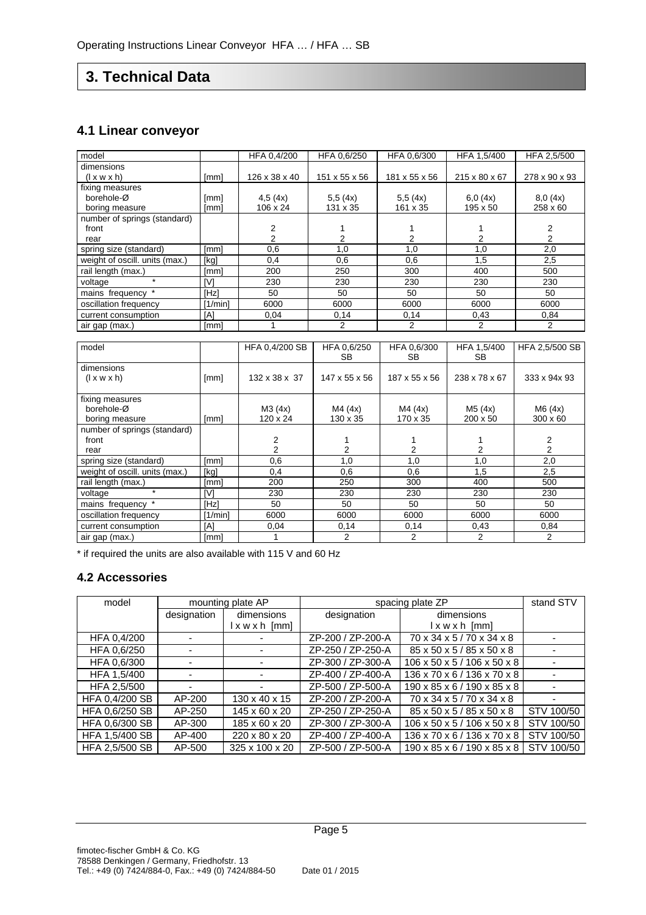# 3. Technical Data

## 4.1 Linear conveyor

| model | | HFA 0,4/200 | HFA 0,6/250 | HFA 0,6/300 | HFA 1,5/400 | HFA 2,5/500 |
|---|---|---|---|---|---|---|
| dimensions (l x w x h) | [mm] | 126 x 38 x 40 | 151 x 55 x 56 | 181 x 55 x 56 | 215 x 80 x 67 | 278 x 90 x 93 |
| fixing measures borehole-Ø | [mm] | 4,5 (4x) | 5,5 (4x) | 5,5 (4x) | 6,0 (4x) | 8,0 (4x) |
| boring measure | [mm] | 106 x 24 | 131 x 35 | 161 x 35 | 195 x 50 | 258 x 60 |
| number of springs (standard) front | | 2 | 1 | 1 | 1 | 2 |
| rear | | 2 | 2 | 2 | 2 | 2 |
| spring size (standard) | [mm] | 0,6 | 1,0 | 1,0 | 1,0 | 2,0 |
| weight of oscill. units (max.) | [kg] | 0,4 | 0,6 | 0,6 | 1,5 | 2,5 |
| rail length (max.) | [mm] | 200 | 250 | 300 | 400 | 500 |
| voltage * | [V] | 230 | 230 | 230 | 230 | 230 |
| mains frequency * | [Hz] | 50 | 50 | 50 | 50 | 50 |
| oscillation frequency | [1/min] | 6000 | 6000 | 6000 | 6000 | 6000 |
| current consumption | [A] | 0,04 | 0,14 | 0,14 | 0,43 | 0,84 |
| air gap (max.) | [mm] | 1 | 2 | 2 | 2 | 2 |

| model | | HFA 0,4/200 SB | HFA 0,6/250 SB | HFA 0,6/300 SB | HFA 1,5/400 SB | HFA 2,5/500 SB |
|---|---|---|---|---|---|---|
| dimensions (l x w x h) | [mm] | 132 x 38 x 37 | 147 x 55 x 56 | 187 x 55 x 56 | 238 x 78 x 67 | 333 x 94x 93 |
| fixing measures borehole-Ø | | M3 (4x) | M4 (4x) | M4 (4x) | M5 (4x) | M6 (4x) |
| boring measure | [mm] | 120 x 24 | 130 x 35 | 170 x 35 | 200 x 50 | 300 x 60 |
| number of springs (standard) front | | 2 | 1 | 1 | 1 | 2 |
| rear | | 2 | 2 | 2 | 2 | 2 |
| spring size (standard) | [mm] | 0,6 | 1,0 | 1,0 | 1,0 | 2,0 |
| weight of oscill. units (max.) | [kg] | 0,4 | 0,6 | 0,6 | 1,5 | 2,5 |
| rail length (max.) | [mm] | 200 | 250 | 300 | 400 | 500 |
| voltage * | [V] | 230 | 230 | 230 | 230 | 230 |
| mains frequency * | [Hz] | 50 | 50 | 50 | 50 | 50 |
| oscillation frequency | [1/min] | 6000 | 6000 | 6000 | 6000 | 6000 |
| current consumption | [A] | 0,04 | 0,14 | 0,14 | 0,43 | 0,84 |
| air gap (max.) | [mm] | 1 | 2 | 2 | 2 | 2 |

* if required the units are also available with 115 V and 60 Hz

## 4.2 Accessories

| model | mounting plate AP | | spacing plate ZP | | stand STV |
|---|---|---|---|---|---|
| | designation | dimensions l x w x h [mm] | designation | dimensions l x w x h [mm] | |
| HFA 0,4/200 | - | - | ZP-200 / ZP-200-A | 70 x 34 x 5 / 70 x 34 x 8 | - |
| HFA 0,6/250 | - | - | ZP-250 / ZP-250-A | 85 x 50 x 5 / 85 x 50 x 8 | - |
| HFA 0,6/300 | - | - | ZP-300 / ZP-300-A | 106 x 50 x 5 / 106 x 50 x 8 | - |
| HFA 1,5/400 | - | - | ZP-400 / ZP-400-A | 136 x 70 x 6 / 136 x 70 x 8 | - |
| HFA 2,5/500 | - | - | ZP-500 / ZP-500-A | 190 x 85 x 6 / 190 x 85 x 8 | - |
| HFA 0,4/200 SB | AP-200 | 130 x 40 x 15 | ZP-200 / ZP-200-A | 70 x 34 x 5 / 70 x 34 x 8 | - |
| HFA 0,6/250 SB | AP-250 | 145 x 60 x 20 | ZP-250 / ZP-250-A | 85 x 50 x 5 / 85 x 50 x 8 | STV 100/50 |
| HFA 0,6/300 SB | AP-300 | 185 x 60 x 20 | ZP-300 / ZP-300-A | 106 x 50 x 5 / 106 x 50 x 8 | STV 100/50 |
| HFA 1,5/400 SB | AP-400 | 220 x 80 x 20 | ZP-400 / ZP-400-A | 136 x 70 x 6 / 136 x 70 x 8 | STV 100/50 |
| HFA 2,5/500 SB | AP-500 | 325 x 100 x 20 | ZP-500 / ZP-500-A | 190 x 85 x 6 / 190 x 85 x 8 | STV 100/50 |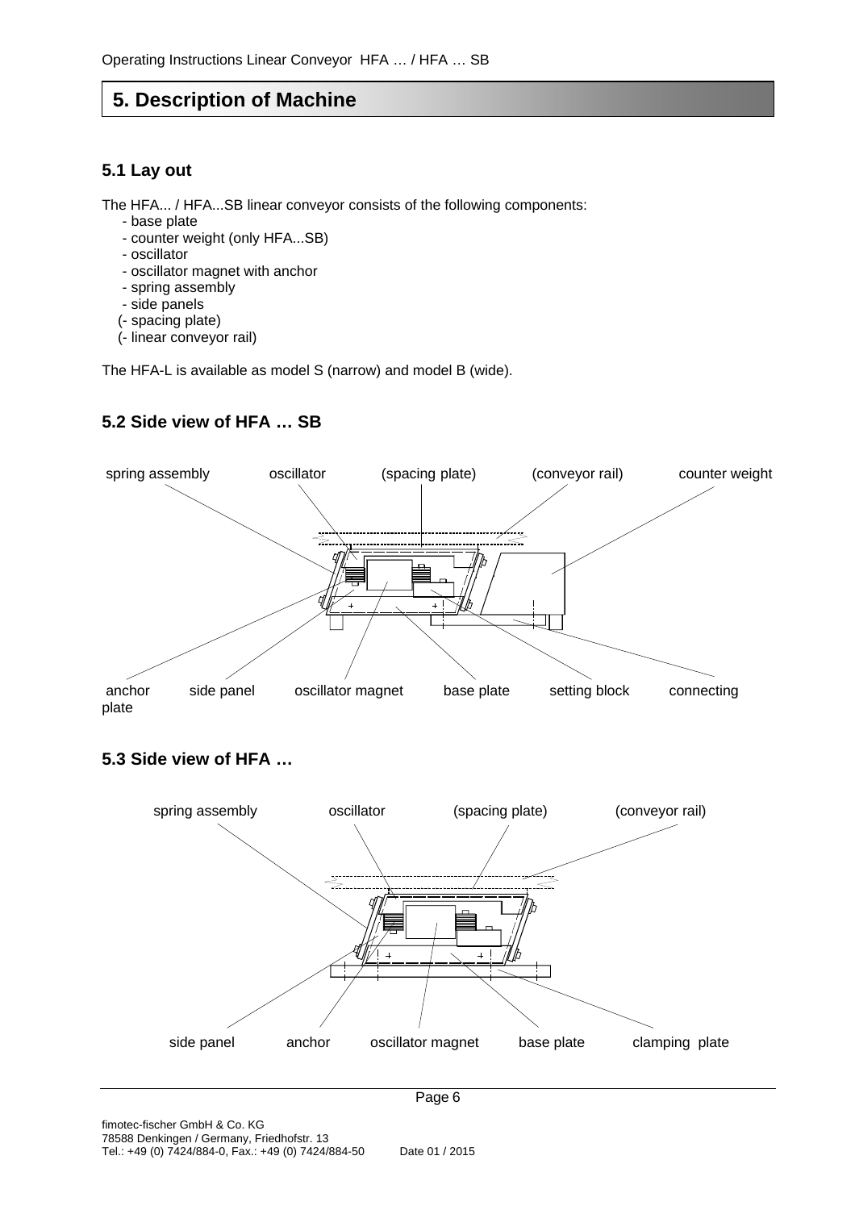# 5. Description of Machine

## 5.1 Lay out

The HFA... / HFA...SB linear conveyor consists of the following components:

- base plate
- counter weight (only HFA...SB)
- oscillator
- oscillator magnet with anchor
- spring assembly
- side panels
- (- spacing plate)
- (- linear conveyor rail)

The HFA-L is available as model S (narrow) and model B (wide).

## 5.2 Side view of HFA … SB

spring assembly, oscillator, (spacing plate), (conveyor rail), counter weight

anchor plate, side panel, oscillator magnet, base plate, setting block, connecting

## 5.3 Side view of HFA …

spring assembly, oscillator, (spacing plate), (conveyor rail)

side panel, anchor, oscillator magnet, base plate, clamping plate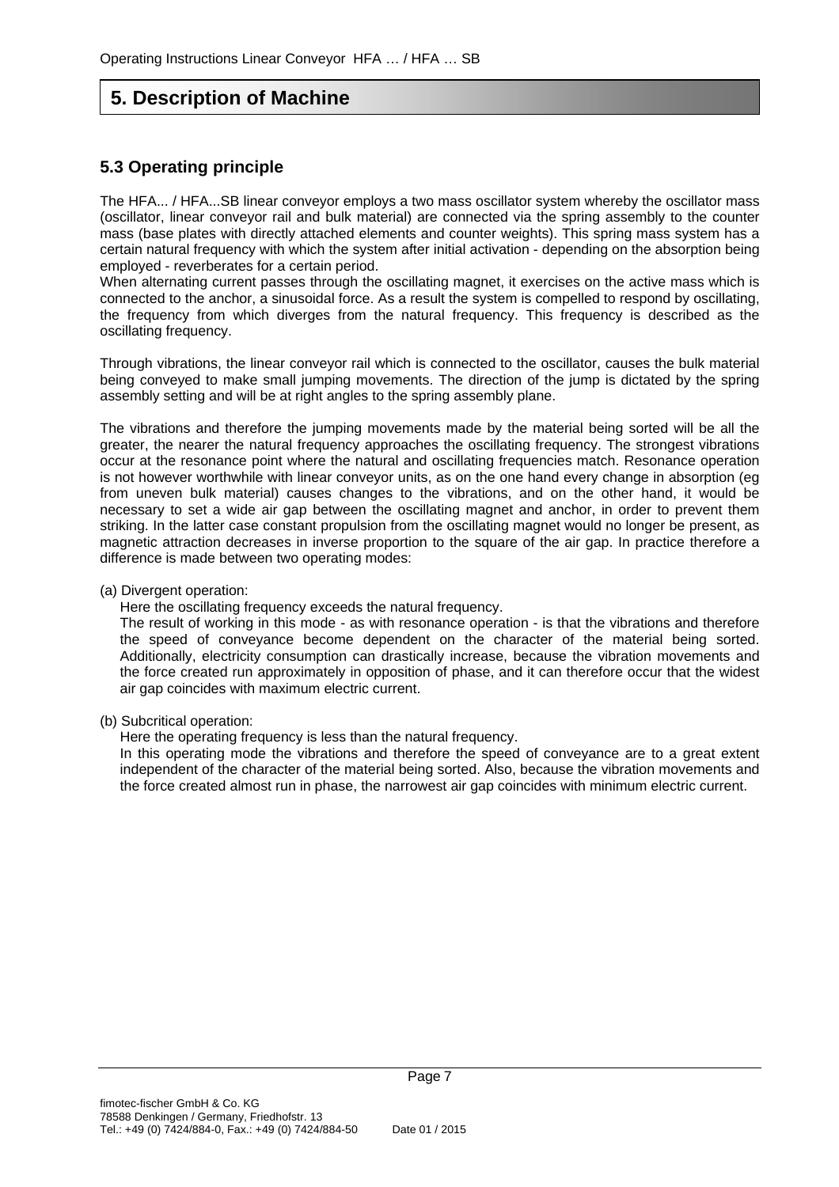# 5. Description of Machine

## 5.3 Operating principle

The HFA... / HFA...SB linear conveyor employs a two mass oscillator system whereby the oscillator mass (oscillator, linear conveyor rail and bulk material) are connected via the spring assembly to the counter mass (base plates with directly attached elements and counter weights). This spring mass system has a certain natural frequency with which the system after initial activation - depending on the absorption being employed - reverberates for a certain period.
When alternating current passes through the oscillating magnet, it exercises on the active mass which is connected to the anchor, a sinusoidal force. As a result the system is compelled to respond by oscillating, the frequency from which diverges from the natural frequency. This frequency is described as the oscillating frequency.

Through vibrations, the linear conveyor rail which is connected to the oscillator, causes the bulk material being conveyed to make small jumping movements. The direction of the jump is dictated by the spring assembly setting and will be at right angles to the spring assembly plane.

The vibrations and therefore the jumping movements made by the material being sorted will be all the greater, the nearer the natural frequency approaches the oscillating frequency. The strongest vibrations occur at the resonance point where the natural and oscillating frequencies match. Resonance operation is not however worthwhile with linear conveyor units, as on the one hand every change in absorption (eg from uneven bulk material) causes changes to the vibrations, and on the other hand, it would be necessary to set a wide air gap between the oscillating magnet and anchor, in order to prevent them striking. In the latter case constant propulsion from the oscillating magnet would no longer be present, as magnetic attraction decreases in inverse proportion to the square of the air gap. In practice therefore a difference is made between two operating modes:

(a) Divergent operation:
Here the oscillating frequency exceeds the natural frequency.
The result of working in this mode - as with resonance operation - is that the vibrations and therefore the speed of conveyance become dependent on the character of the material being sorted. Additionally, electricity consumption can drastically increase, because the vibration movements and the force created run approximately in opposition of phase, and it can therefore occur that the widest air gap coincides with maximum electric current.

(b) Subcritical operation:
Here the operating frequency is less than the natural frequency.
In this operating mode the vibrations and therefore the speed of conveyance are to a great extent independent of the character of the material being sorted. Also, because the vibration movements and the force created almost run in phase, the narrowest air gap coincides with minimum electric current.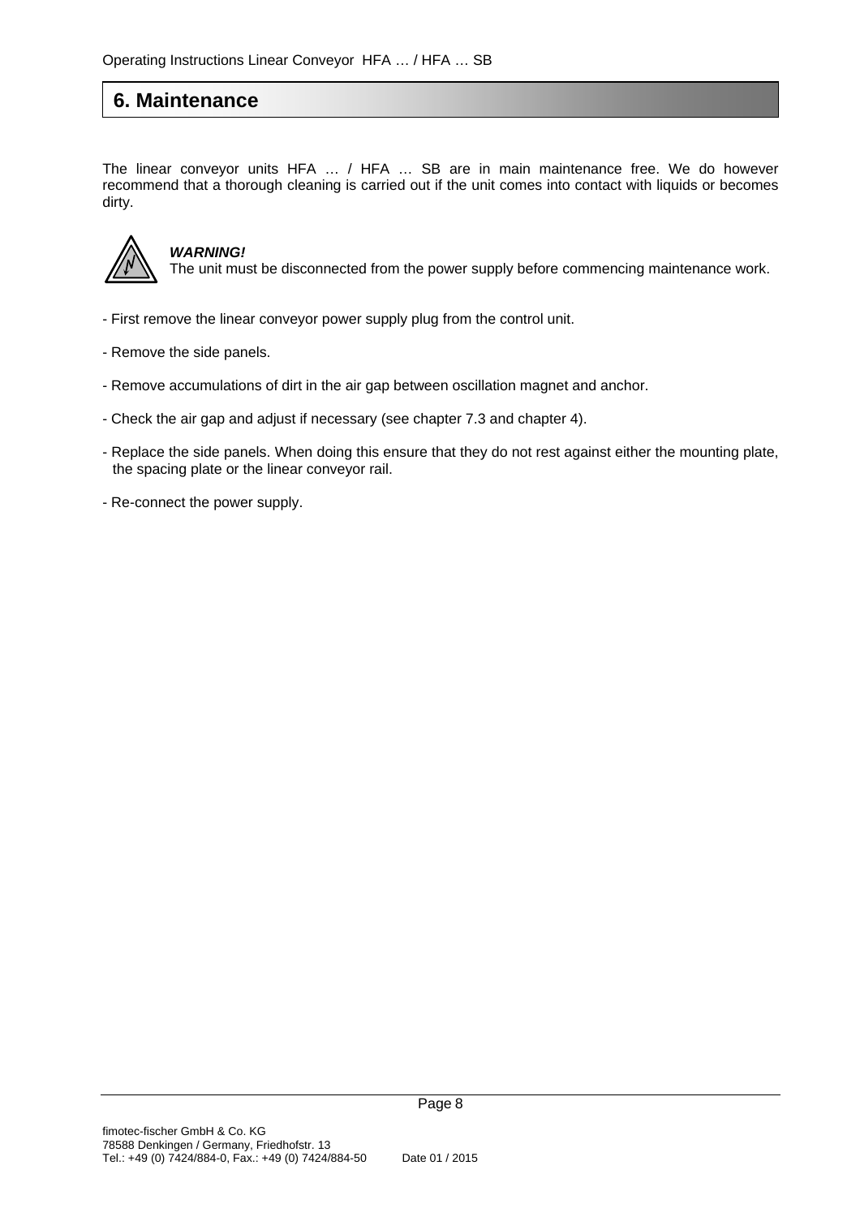# 6. Maintenance

The linear conveyor units HFA … / HFA … SB are in main maintenance free. We do however recommend that a thorough cleaning is carried out if the unit comes into contact with liquids or becomes dirty.

***WARNING!***
The unit must be disconnected from the power supply before commencing maintenance work.

- First remove the linear conveyor power supply plug from the control unit.
- Remove the side panels.
- Remove accumulations of dirt in the air gap between oscillation magnet and anchor.
- Check the air gap and adjust if necessary (see chapter 7.3 and chapter 4).
- Replace the side panels. When doing this ensure that they do not rest against either the mounting plate, the spacing plate or the linear conveyor rail.
- Re-connect the power supply.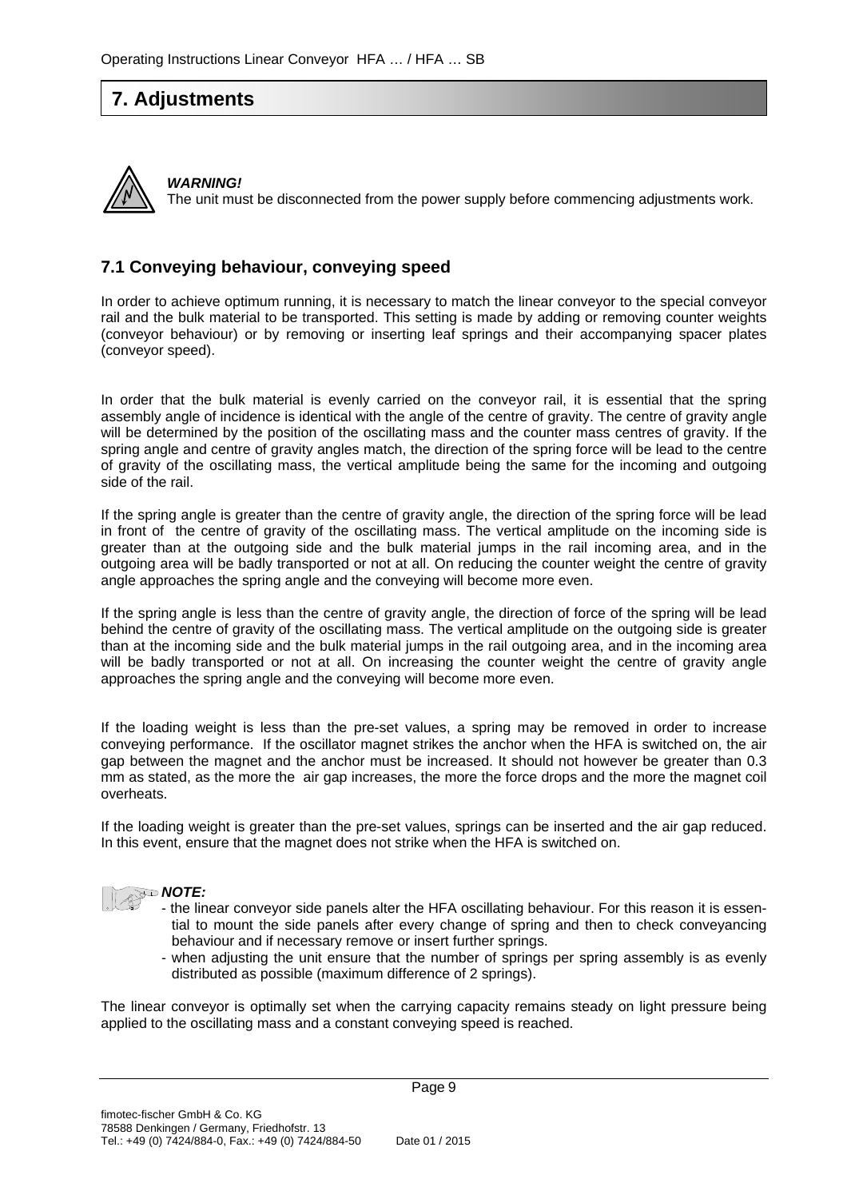# 7. Adjustments

***WARNING!***
The unit must be disconnected from the power supply before commencing adjustments work.

## 7.1 Conveying behaviour, conveying speed

In order to achieve optimum running, it is necessary to match the linear conveyor to the special conveyor rail and the bulk material to be transported. This setting is made by adding or removing counter weights (conveyor behaviour) or by removing or inserting leaf springs and their accompanying spacer plates (conveyor speed).

In order that the bulk material is evenly carried on the conveyor rail, it is essential that the spring assembly angle of incidence is identical with the angle of the centre of gravity. The centre of gravity angle will be determined by the position of the oscillating mass and the counter mass centres of gravity. If the spring angle and centre of gravity angles match, the direction of the spring force will be lead to the centre of gravity of the oscillating mass, the vertical amplitude being the same for the incoming and outgoing side of the rail.

If the spring angle is greater than the centre of gravity angle, the direction of the spring force will be lead in front of the centre of gravity of the oscillating mass. The vertical amplitude on the incoming side is greater than at the outgoing side and the bulk material jumps in the rail incoming area, and in the outgoing area will be badly transported or not at all. On reducing the counter weight the centre of gravity angle approaches the spring angle and the conveying will become more even.

If the spring angle is less than the centre of gravity angle, the direction of force of the spring will be lead behind the centre of gravity of the oscillating mass. The vertical amplitude on the outgoing side is greater than at the incoming side and the bulk material jumps in the rail outgoing area, and in the incoming area will be badly transported or not at all. On increasing the counter weight the centre of gravity angle approaches the spring angle and the conveying will become more even.

If the loading weight is less than the pre-set values, a spring may be removed in order to increase conveying performance. If the oscillator magnet strikes the anchor when the HFA is switched on, the air gap between the magnet and the anchor must be increased. It should not however be greater than 0.3 mm as stated, as the more the air gap increases, the more the force drops and the more the magnet coil overheats.

If the loading weight is greater than the pre-set values, springs can be inserted and the air gap reduced. In this event, ensure that the magnet does not strike when the HFA is switched on.

***NOTE:***

- the linear conveyor side panels alter the HFA oscillating behaviour. For this reason it is essential to mount the side panels after every change of spring and then to check conveyancing behaviour and if necessary remove or insert further springs.
- when adjusting the unit ensure that the number of springs per spring assembly is as evenly distributed as possible (maximum difference of 2 springs).

The linear conveyor is optimally set when the carrying capacity remains steady on light pressure being applied to the oscillating mass and a constant conveying speed is reached.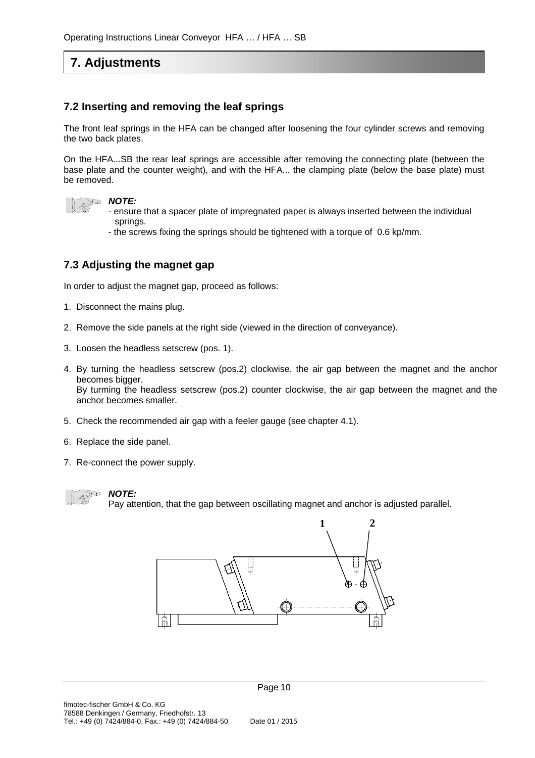# 7. Adjustments

## 7.2 Inserting and removing the leaf springs

The front leaf springs in the HFA can be changed after loosening the four cylinder screws and removing the two back plates.

On the HFA...SB the rear leaf springs are accessible after removing the connecting plate (between the base plate and the counter weight), and with the HFA... the clamping plate (below the base plate) must be removed.

***NOTE:***
- ensure that a spacer plate of impregnated paper is always inserted between the individual springs.
- the screws fixing the springs should be tightened with a torque of 0.6 kp/mm.

## 7.3 Adjusting the magnet gap

In order to adjust the magnet gap, proceed as follows:

1. Disconnect the mains plug.
2. Remove the side panels at the right side (viewed in the direction of conveyance).
3. Loosen the headless setscrew (pos. 1).
4. By turning the headless setscrew (pos.2) clockwise, the air gap between the magnet and the anchor becomes bigger.
   By turming the headless setscrew (pos.2) counter clockwise, the air gap between the magnet and the anchor becomes smaller.
5. Check the recommended air gap with a feeler gauge (see chapter 4.1).
6. Replace the side panel.
7. Re-connect the power supply.

***NOTE:***
Pay attention, that the gap between oscillating magnet and anchor is adjusted parallel.

1 2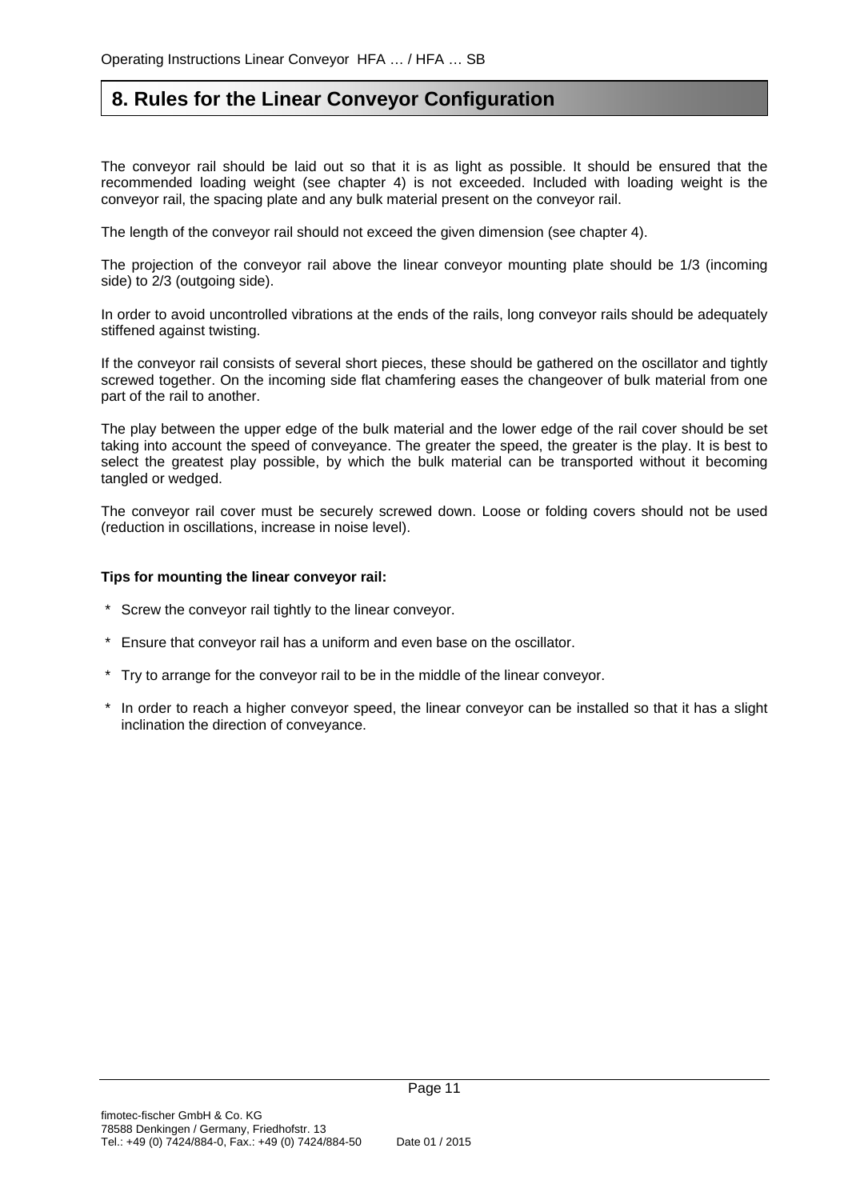## 8. Rules for the Linear Conveyor Configuration

The conveyor rail should be laid out so that it is as light as possible. It should be ensured that the recommended loading weight (see chapter 4) is not exceeded. Included with loading weight is the conveyor rail, the spacing plate and any bulk material present on the conveyor rail.

The length of the conveyor rail should not exceed the given dimension (see chapter 4).

The projection of the conveyor rail above the linear conveyor mounting plate should be 1/3 (incoming side) to 2/3 (outgoing side).

In order to avoid uncontrolled vibrations at the ends of the rails, long conveyor rails should be adequately stiffened against twisting.

If the conveyor rail consists of several short pieces, these should be gathered on the oscillator and tightly screwed together. On the incoming side flat chamfering eases the changeover of bulk material from one part of the rail to another.

The play between the upper edge of the bulk material and the lower edge of the rail cover should be set taking into account the speed of conveyance. The greater the speed, the greater is the play. It is best to select the greatest play possible, by which the bulk material can be transported without it becoming tangled or wedged.

The conveyor rail cover must be securely screwed down. Loose or folding covers should not be used (reduction in oscillations, increase in noise level).

**Tips for mounting the linear conveyor rail:**

- Screw the conveyor rail tightly to the linear conveyor.
- Ensure that conveyor rail has a uniform and even base on the oscillator.
- Try to arrange for the conveyor rail to be in the middle of the linear conveyor.
- In order to reach a higher conveyor speed, the linear conveyor can be installed so that it has a slight inclination the direction of conveyance.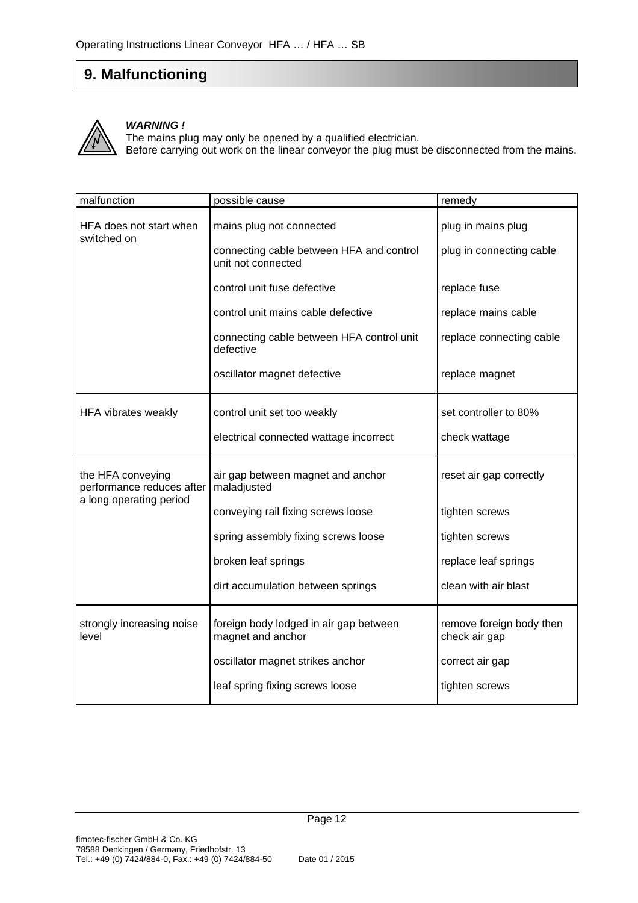# 9. Malfunctioning

***WARNING !***
The mains plug may only be opened by a qualified electrician.
Before carrying out work on the linear conveyor the plug must be disconnected from the mains.

| malfunction | possible cause | remedy |
|---|---|---|
| HFA does not start when switched on | mains plug not connected | plug in mains plug |
| | connecting cable between HFA and control unit not connected | plug in connecting cable |
| | control unit fuse defective | replace fuse |
| | control unit mains cable defective | replace mains cable |
| | connecting cable between HFA control unit defective | replace connecting cable |
| | oscillator magnet defective | replace magnet |
| HFA vibrates weakly | control unit set too weakly | set controller to 80% |
| | electrical connected wattage incorrect | check wattage |
| the HFA conveying performance reduces after a long operating period | air gap between magnet and anchor maladjusted | reset air gap correctly |
| | conveying rail fixing screws loose | tighten screws |
| | spring assembly fixing screws loose | tighten screws |
| | broken leaf springs | replace leaf springs |
| | dirt accumulation between springs | clean with air blast |
| strongly increasing noise level | foreign body lodged in air gap between magnet and anchor | remove foreign body then check air gap |
| | oscillator magnet strikes anchor | correct air gap |
| | leaf spring fixing screws loose | tighten screws |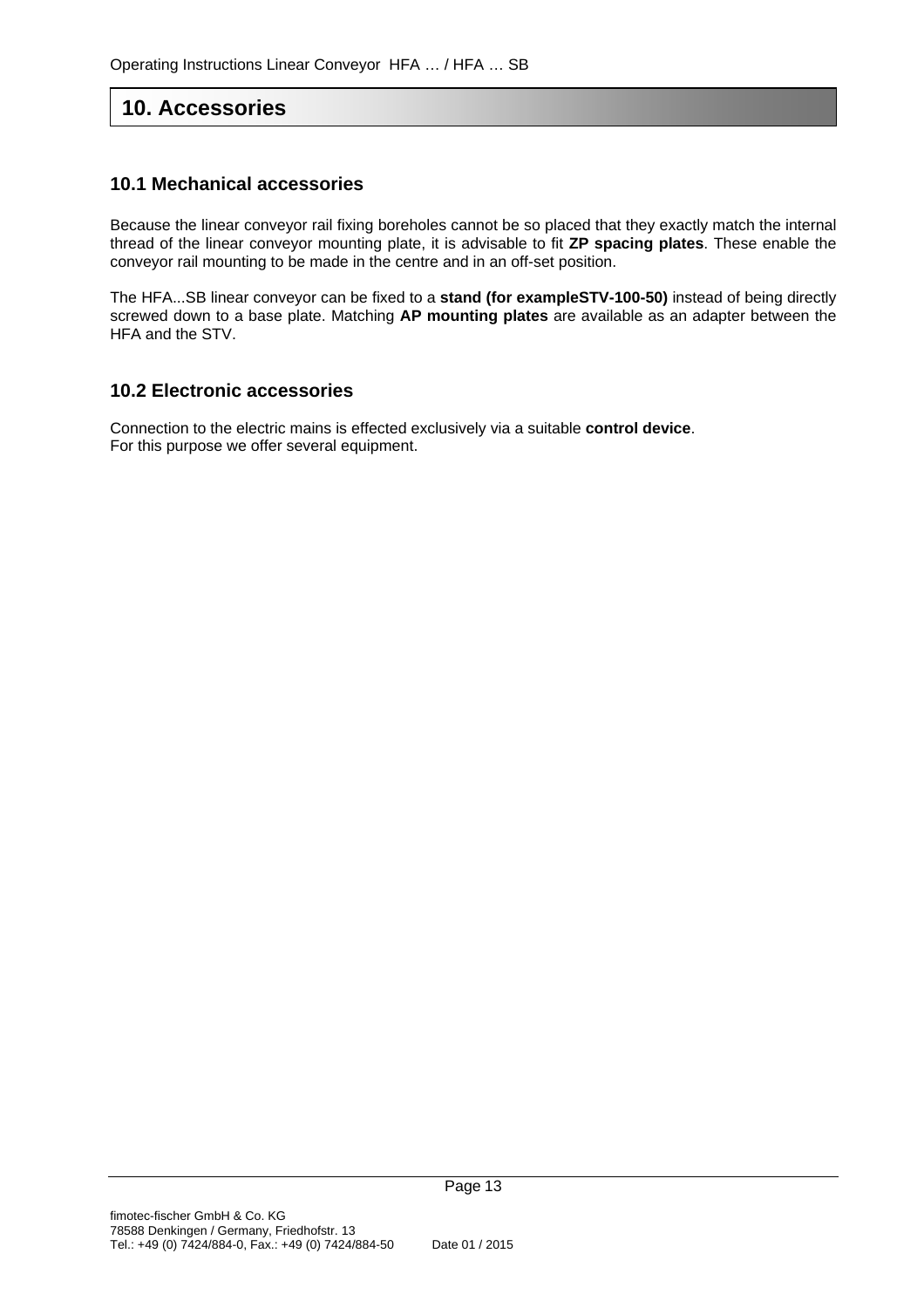# 10. Accessories

## 10.1 Mechanical accessories

Because the linear conveyor rail fixing boreholes cannot be so placed that they exactly match the internal thread of the linear conveyor mounting plate, it is advisable to fit **ZP spacing plates**. These enable the conveyor rail mounting to be made in the centre and in an off-set position.

The HFA...SB linear conveyor can be fixed to a **stand (for exampleSTV-100-50)** instead of being directly screwed down to a base plate. Matching **AP mounting plates** are available as an adapter between the HFA and the STV.

## 10.2 Electronic accessories

Connection to the electric mains is effected exclusively via a suitable **control device**.
For this purpose we offer several equipment.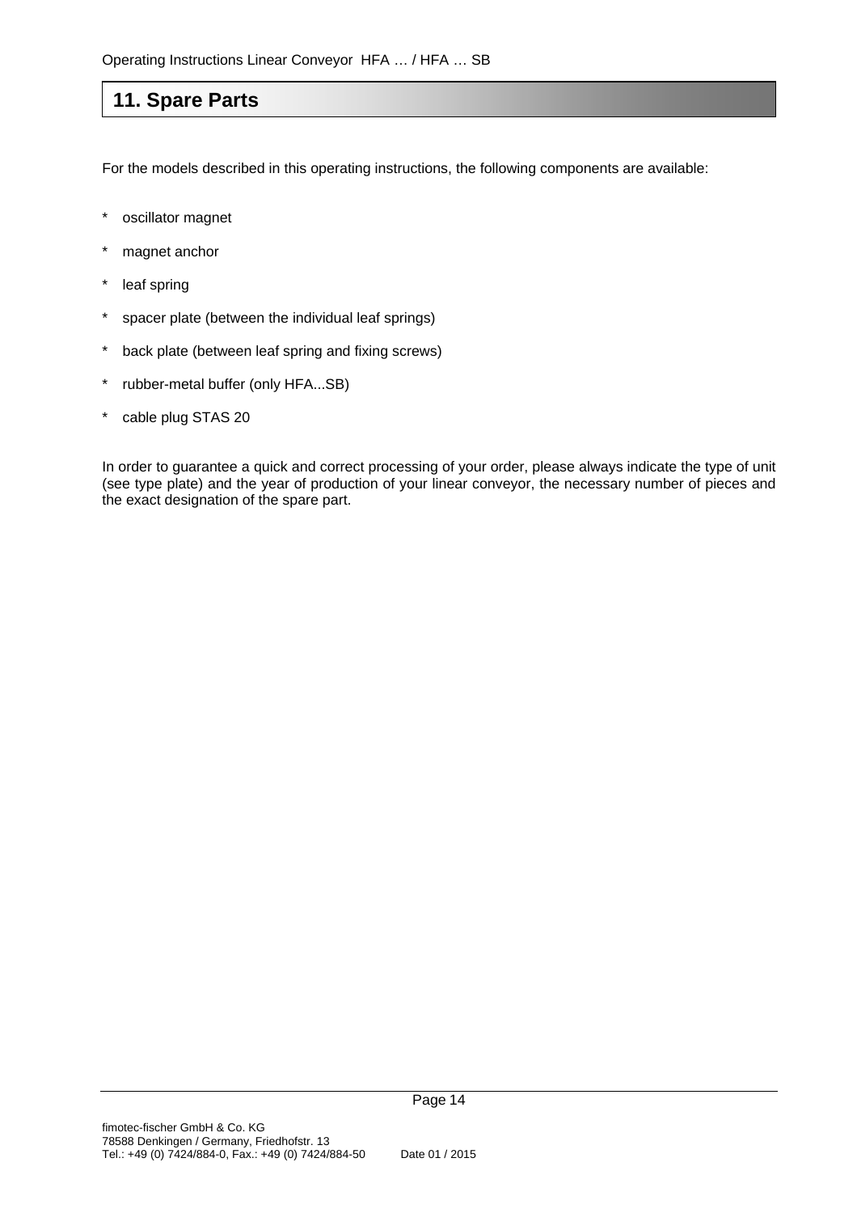# 11. Spare Parts

For the models described in this operating instructions, the following components are available:

* oscillator magnet
* magnet anchor
* leaf spring
* spacer plate (between the individual leaf springs)
* back plate (between leaf spring and fixing screws)
* rubber-metal buffer (only HFA...SB)
* cable plug STAS 20

In order to guarantee a quick and correct processing of your order, please always indicate the type of unit (see type plate) and the year of production of your linear conveyor, the necessary number of pieces and the exact designation of the spare part.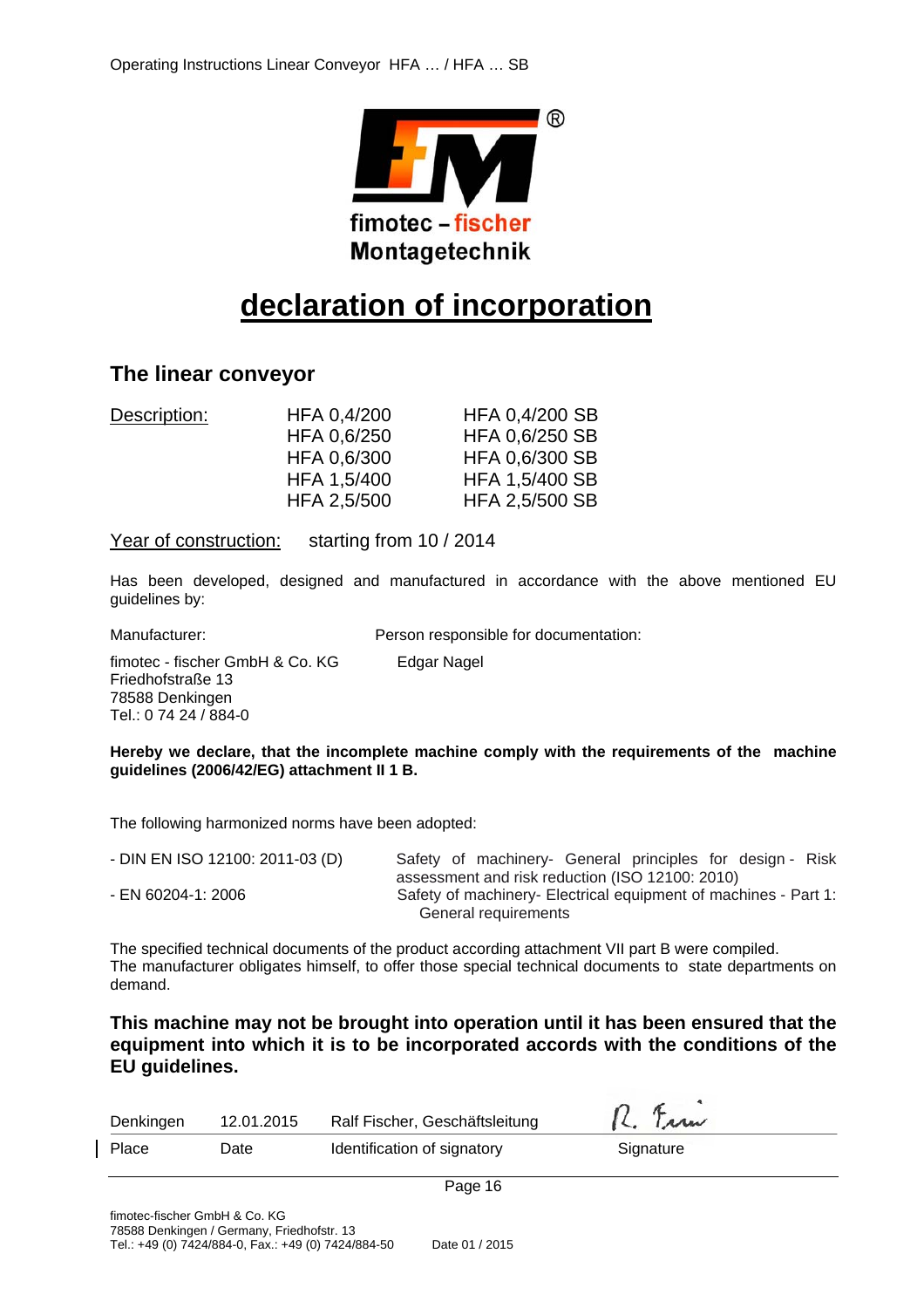fimotec – fischer
Montagetechnik

# declaration of incorporation

## The linear conveyor

| | | |
|---|---|---|
| Description: | HFA 0,4/200 | HFA 0,4/200 SB |
| | HFA 0,6/250 | HFA 0,6/250 SB |
| | HFA 0,6/300 | HFA 0,6/300 SB |
| | HFA 1,5/400 | HFA 1,5/400 SB |
| | HFA 2,5/500 | HFA 2,5/500 SB |

Year of construction: starting from 10 / 2014

Has been developed, designed and manufactured in accordance with the above mentioned EU guidelines by:

Manufacturer:

fimotec - fischer GmbH & Co. KG
Friedhofstraße 13
78588 Denkingen
Tel.: 0 74 24 / 884-0

Person responsible for documentation:

Edgar Nagel

**Hereby we declare, that the incomplete machine comply with the requirements of the machine guidelines (2006/42/EG) attachment II 1 B.**

The following harmonized norms have been adopted:

| | |
|---|---|
| - DIN EN ISO 12100: 2011-03 (D) | Safety of machinery- General principles for design - Risk assessment and risk reduction (ISO 12100: 2010) |
| - EN 60204-1: 2006 | Safety of machinery- Electrical equipment of machines - Part 1: General requirements |

The specified technical documents of the product according attachment VII part B were compiled.
The manufacturer obligates himself, to offer those special technical documents to state departments on demand.

**This machine may not be brought into operation until it has been ensured that the equipment into which it is to be incorporated accords with the conditions of the EU guidelines.**

| | | | |
|---|---|---|---|
| Denkingen | 12.01.2015 | Ralf Fischer, Geschäftsleitung | R. Fischer |
| Place | Date | Identification of signatory | Signature |

fimotec-fischer GmbH & Co. KG
78588 Denkingen / Germany, Friedhofstr. 13
Tel.: +49 (0) 7424/884-0, Fax.: +49 (0) 7424/884-50 Date 01 / 2015